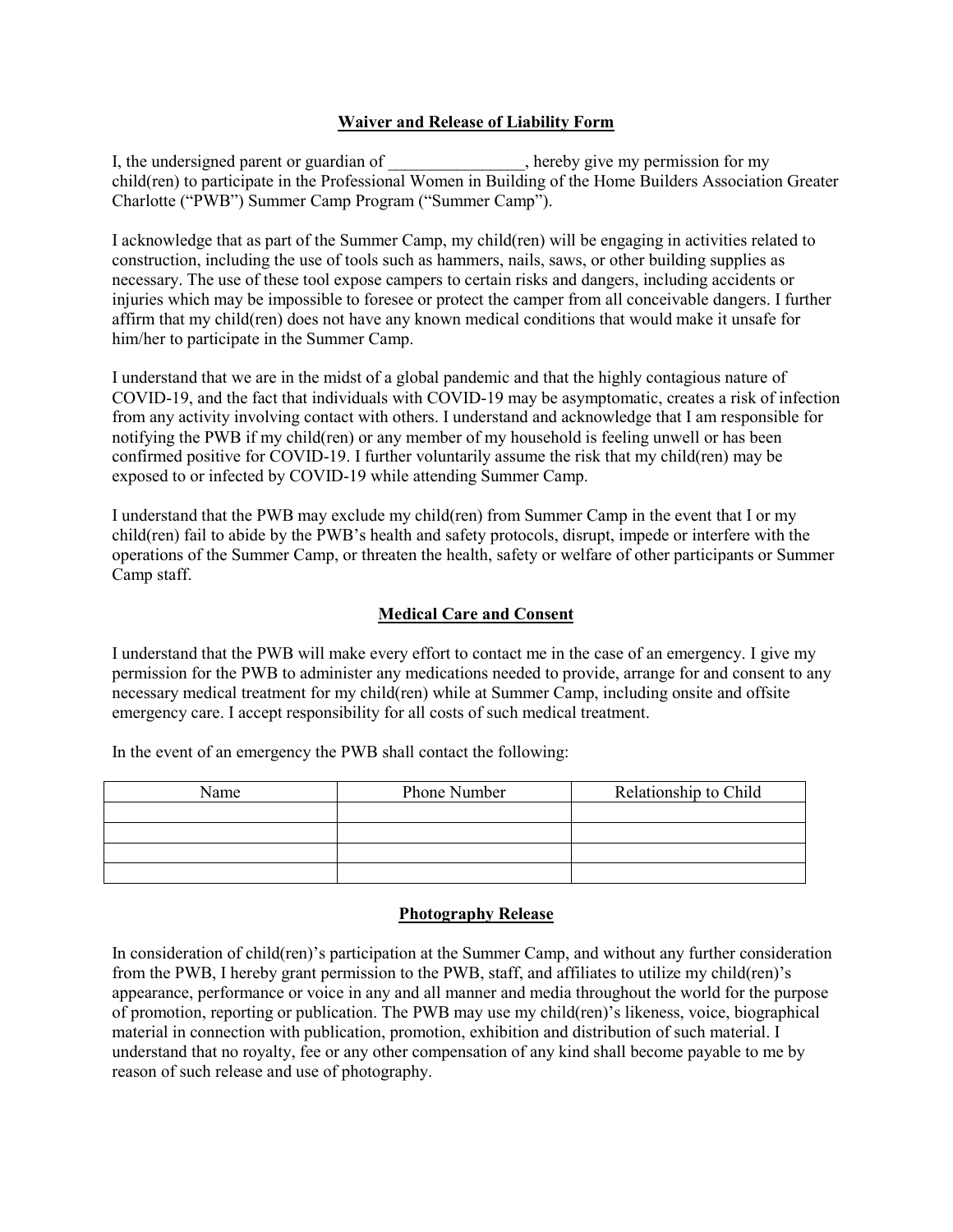## Waiver and Release of Liability Form

I, the undersigned parent or guardian of ________________, hereby give my permission for my child(ren) to participate in the Professional Women in Building of the Home Builders Association Greater Charlotte ("PWB") Summer Camp Program ("Summer Camp").

I acknowledge that as part of the Summer Camp, my child(ren) will be engaging in activities related to construction, including the use of tools such as hammers, nails, saws, or other building supplies as necessary. The use of these tool expose campers to certain risks and dangers, including accidents or injuries which may be impossible to foresee or protect the camper from all conceivable dangers. I further affirm that my child(ren) does not have any known medical conditions that would make it unsafe for him/her to participate in the Summer Camp.

I understand that we are in the midst of a global pandemic and that the highly contagious nature of COVID-19, and the fact that individuals with COVID-19 may be asymptomatic, creates a risk of infection from any activity involving contact with others. I understand and acknowledge that I am responsible for notifying the PWB if my child(ren) or any member of my household is feeling unwell or has been confirmed positive for COVID-19. I further voluntarily assume the risk that my child(ren) may be exposed to or infected by COVID-19 while attending Summer Camp.

I understand that the PWB may exclude my child(ren) from Summer Camp in the event that I or my child(ren) fail to abide by the PWB's health and safety protocols, disrupt, impede or interfere with the operations of the Summer Camp, or threaten the health, safety or welfare of other participants or Summer Camp staff.

## Medical Care and Consent

I understand that the PWB will make every effort to contact me in the case of an emergency. I give my permission for the PWB to administer any medications needed to provide, arrange for and consent to any necessary medical treatment for my child(ren) while at Summer Camp, including onsite and offsite emergency care. I accept responsibility for all costs of such medical treatment.

In the event of an emergency the PWB shall contact the following:

| Name | Phone Number | Relationship to Child |
|---|---|---|
| | | |
| | | |
| | | |
| | | |

## Photography Release

In consideration of child(ren)'s participation at the Summer Camp, and without any further consideration from the PWB, I hereby grant permission to the PWB, staff, and affiliates to utilize my child(ren)'s appearance, performance or voice in any and all manner and media throughout the world for the purpose of promotion, reporting or publication. The PWB may use my child(ren)'s likeness, voice, biographical material in connection with publication, promotion, exhibition and distribution of such material. I understand that no royalty, fee or any other compensation of any kind shall become payable to me by reason of such release and use of photography.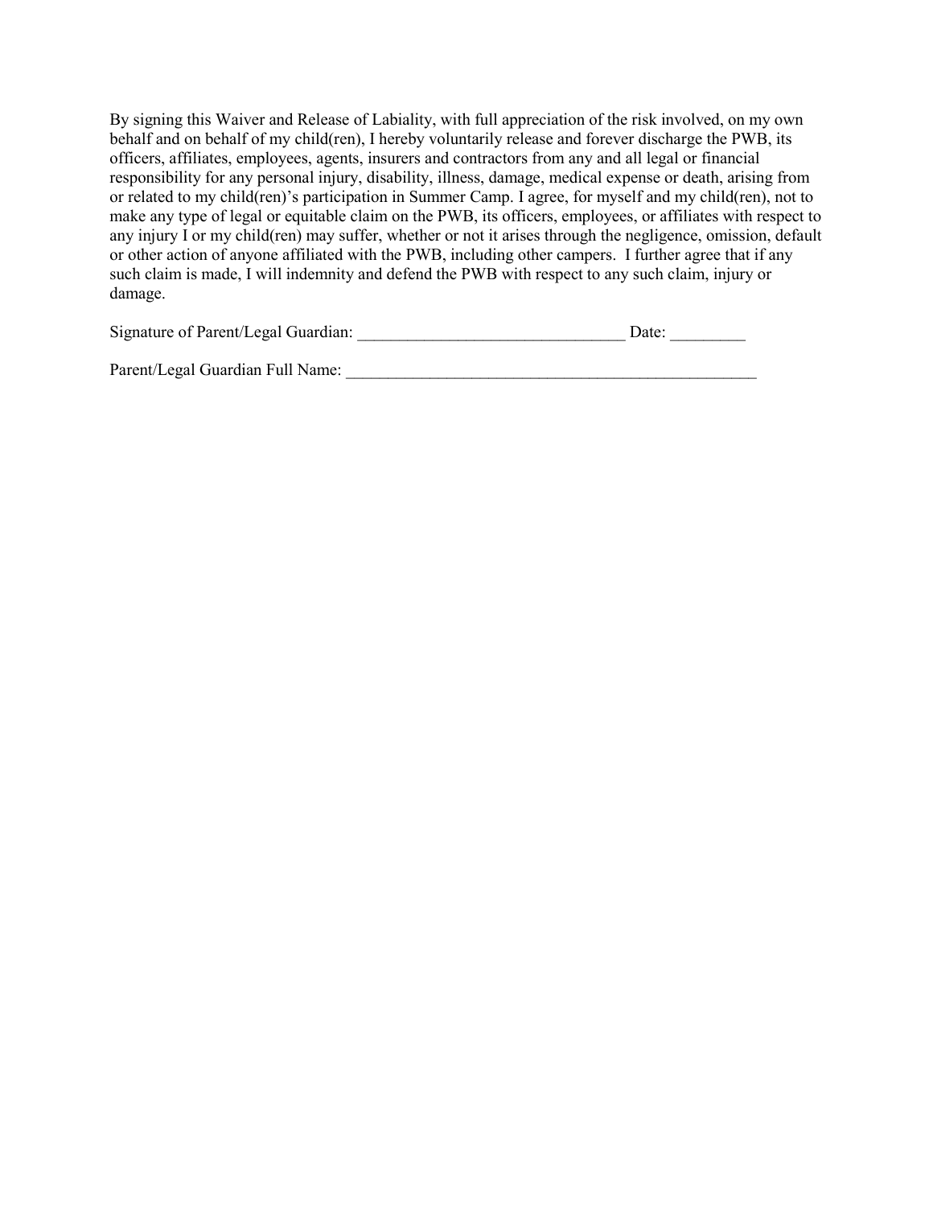By signing this Waiver and Release of Labiality, with full appreciation of the risk involved, on my own behalf and on behalf of my child(ren), I hereby voluntarily release and forever discharge the PWB, its officers, affiliates, employees, agents, insurers and contractors from any and all legal or financial responsibility for any personal injury, disability, illness, damage, medical expense or death, arising from or related to my child(ren)'s participation in Summer Camp. I agree, for myself and my child(ren), not to make any type of legal or equitable claim on the PWB, its officers, employees, or affiliates with respect to any injury I or my child(ren) may suffer, whether or not it arises through the negligence, omission, default or other action of anyone affiliated with the PWB, including other campers. I further agree that if any such claim is made, I will indemnity and defend the PWB with respect to any such claim, injury or damage.

Signature of Parent/Legal Guardian: ________________________________ Date: _________

Parent/Legal Guardian Full Name: ____________________________________________________